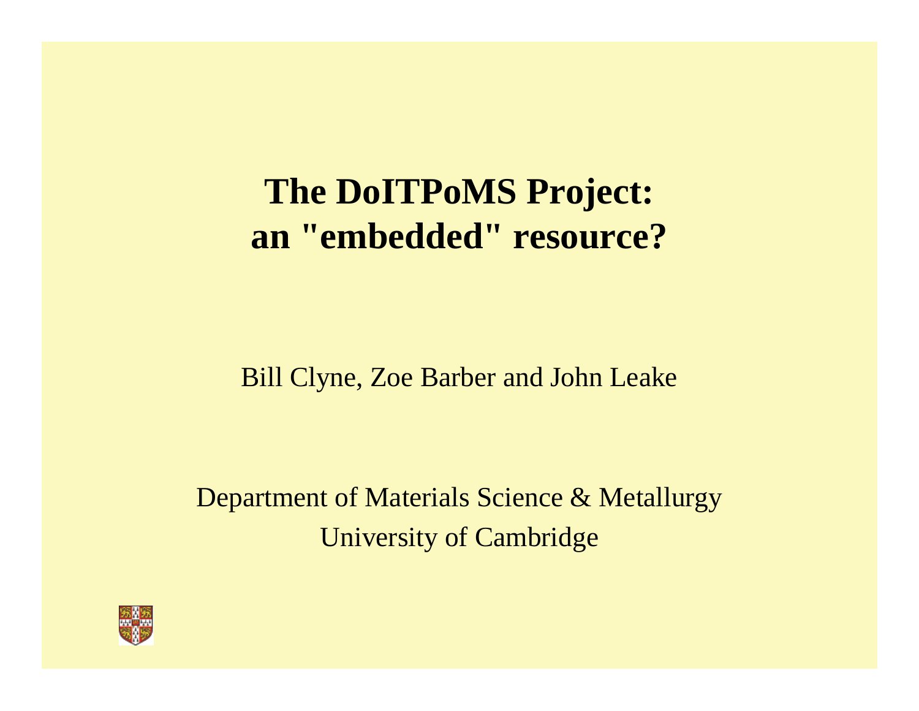# The DoITPoMS Project: an "embedded" resource?

Bill Clyne, Zoe Barber and John Leake

Department of Materials Science & Metallurgy

University of Cambridge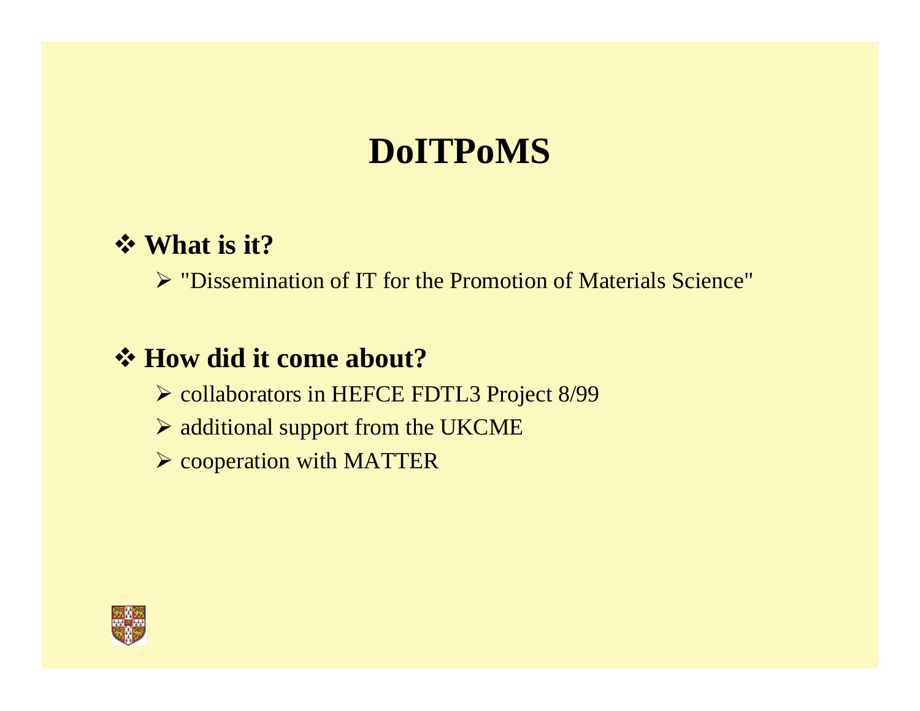# DoITPoMS

- **What is it?**
  - "Dissemination of IT for the Promotion of Materials Science"

- **How did it come about?**
  - collaborators in HEFCE FDTL3 Project 8/99
  - additional support from the UKCME
  - cooperation with MATTER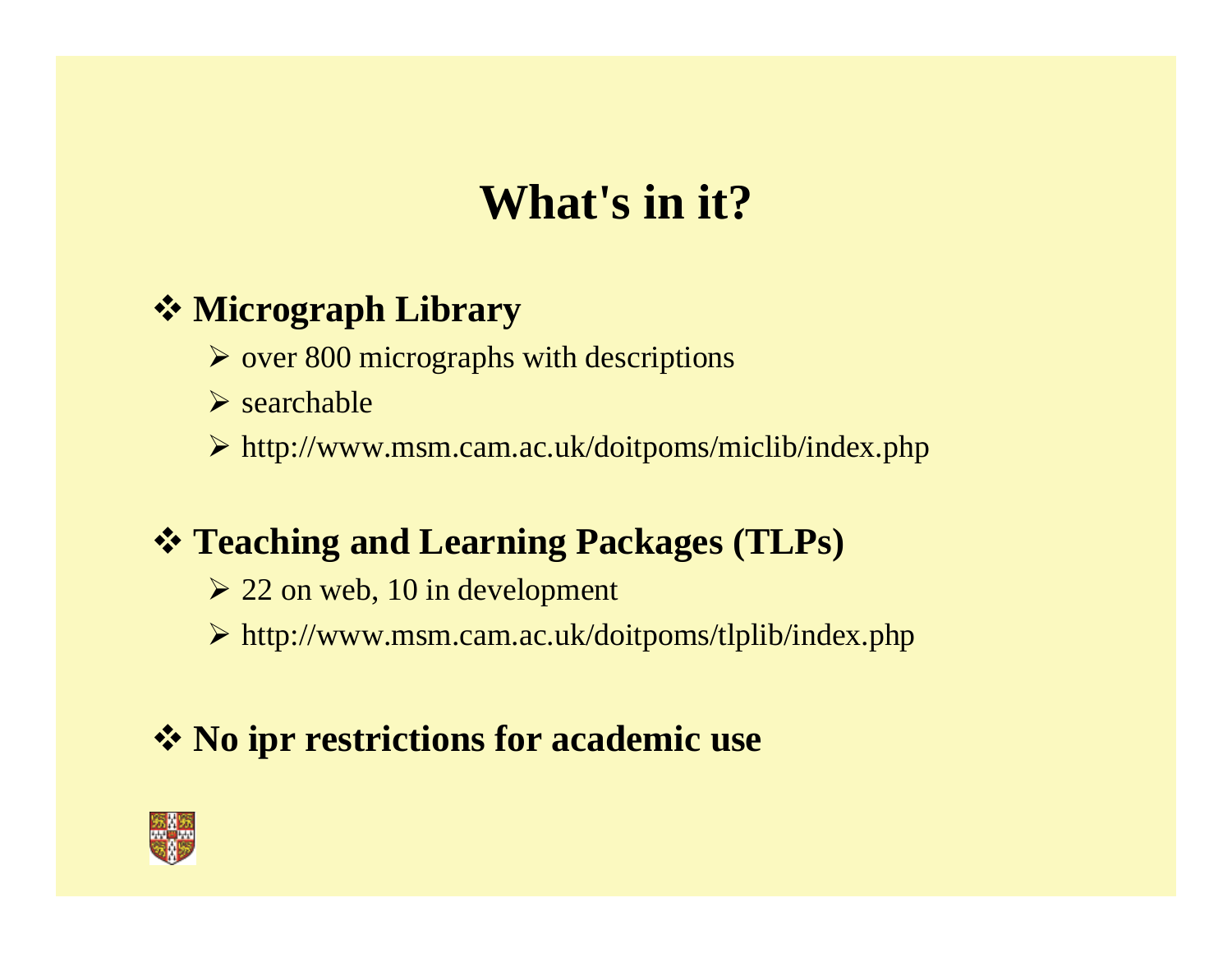# What's in it?

- **Micrograph Library**
  - over 800 micrographs with descriptions
  - searchable
  - http://www.msm.cam.ac.uk/doitpoms/miclib/index.php

- **Teaching and Learning Packages (TLPs)**
  - 22 on web, 10 in development
  - http://www.msm.cam.ac.uk/doitpoms/tlplib/index.php

- **No ipr restrictions for academic use**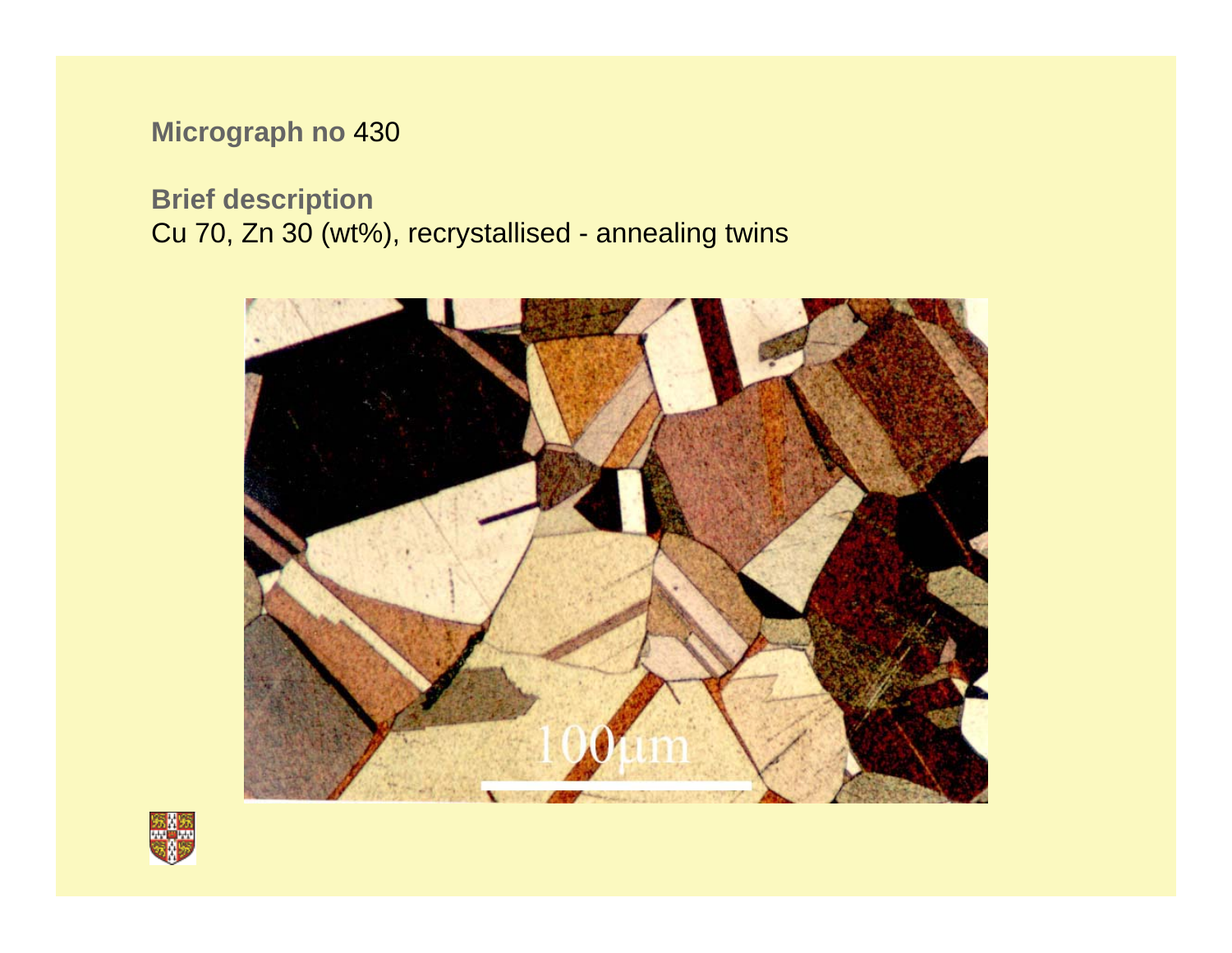**Micrograph no** 430

**Brief description**
Cu 70, Zn 30 (wt%), recrystallised - annealing twins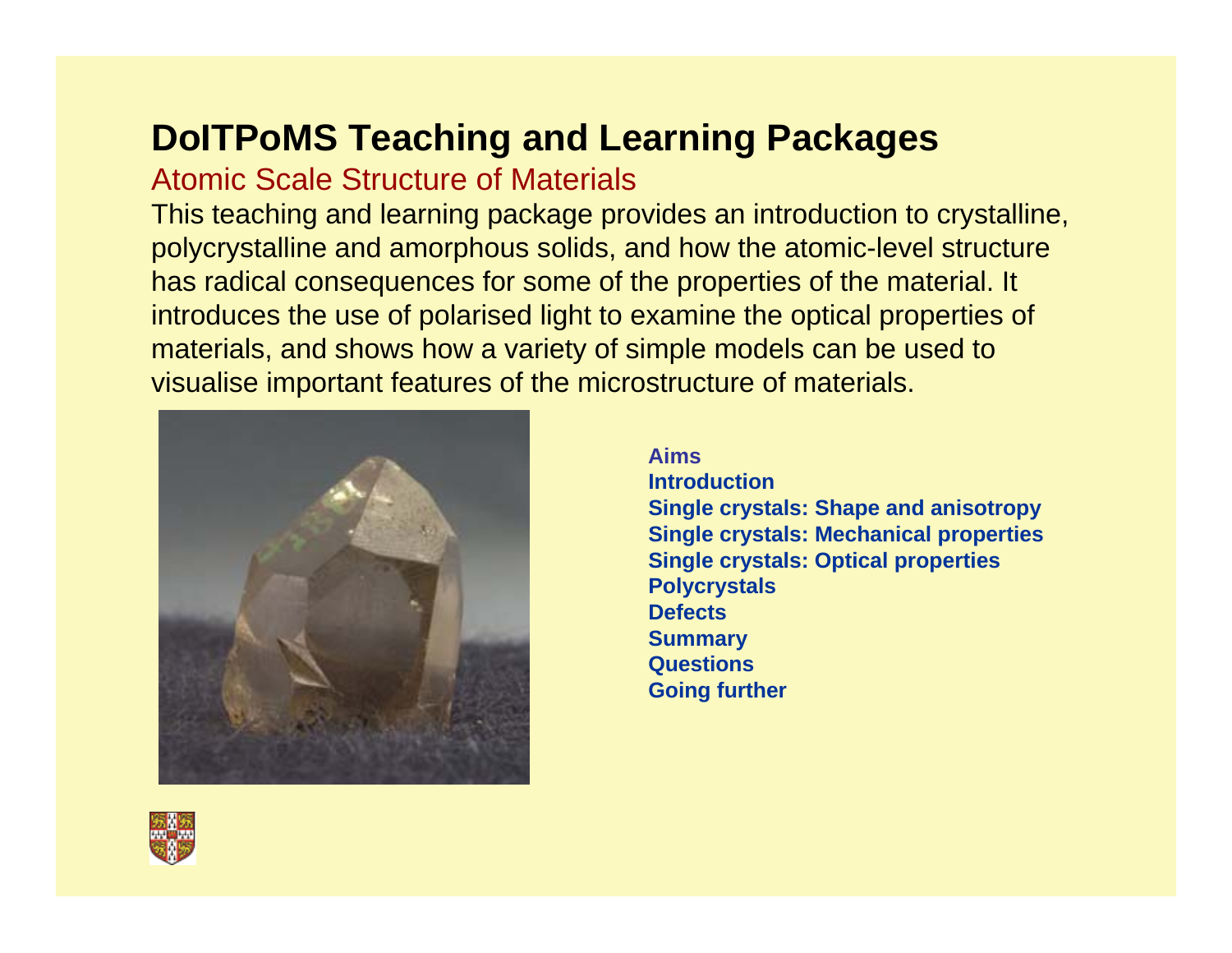# DoITPoMS Teaching and Learning Packages

## Atomic Scale Structure of Materials

This teaching and learning package provides an introduction to crystalline, polycrystalline and amorphous solids, and how the atomic-level structure has radical consequences for some of the properties of the material. It introduces the use of polarised light to examine the optical properties of materials, and shows how a variety of simple models can be used to visualise important features of the microstructure of materials.

**Aims**
**Introduction**
**Single crystals: Shape and anisotropy**
**Single crystals: Mechanical properties**
**Single crystals: Optical properties**
**Polycrystals**
**Defects**
**Summary**
**Questions**
**Going further**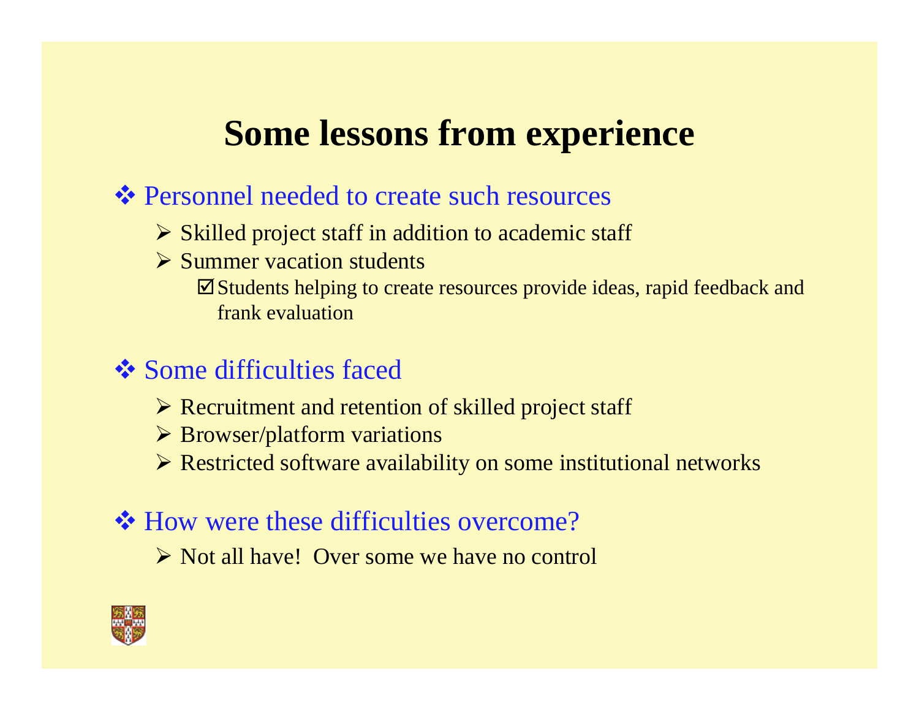# Some lessons from experience

- Personnel needed to create such resources
  - Skilled project staff in addition to academic staff
  - Summer vacation students
    - ☑ Students helping to create resources provide ideas, rapid feedback and frank evaluation

- Some difficulties faced
  - Recruitment and retention of skilled project staff
  - Browser/platform variations
  - Restricted software availability on some institutional networks

- How were these difficulties overcome?
  - Not all have! Over some we have no control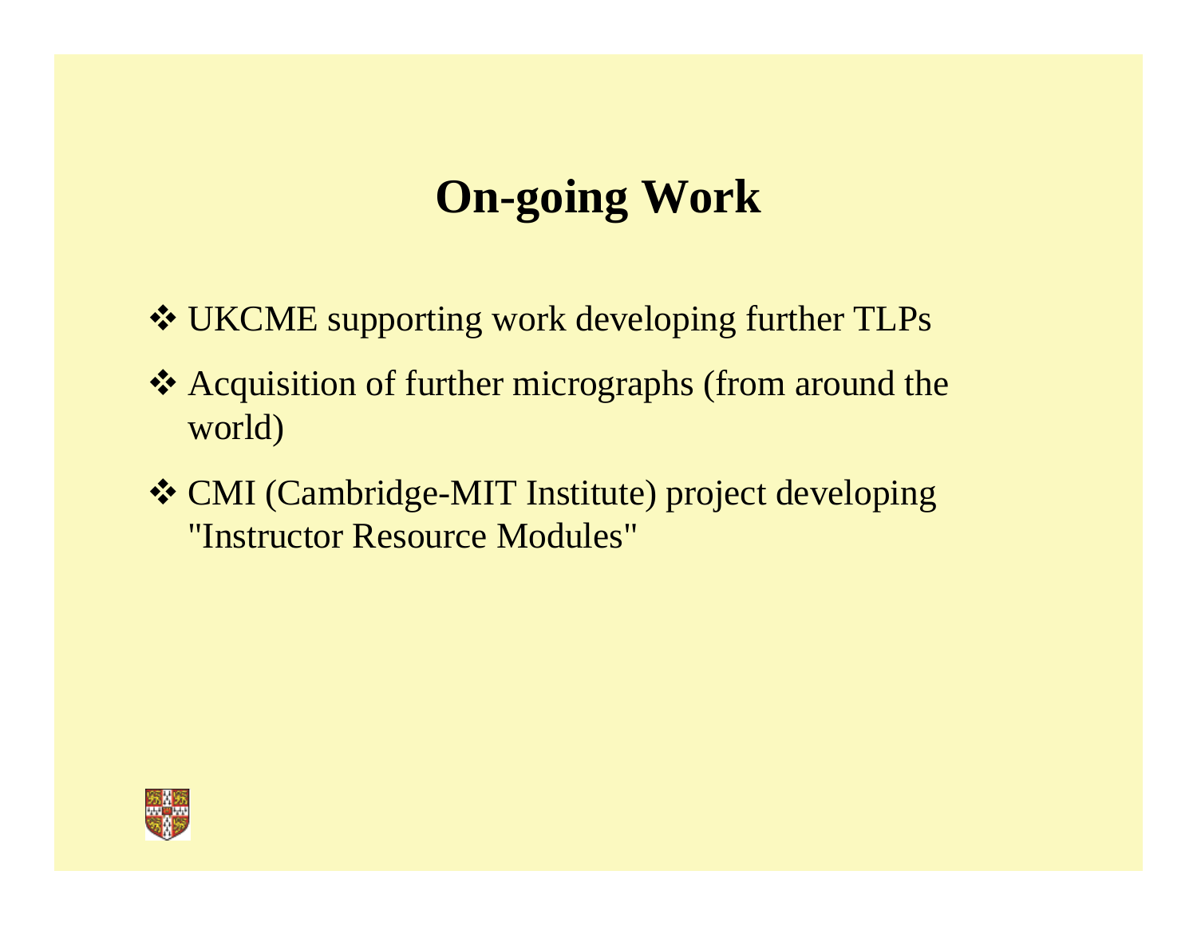# On-going Work

- UKCME supporting work developing further TLPs
- Acquisition of further micrographs (from around the world)
- CMI (Cambridge-MIT Institute) project developing "Instructor Resource Modules"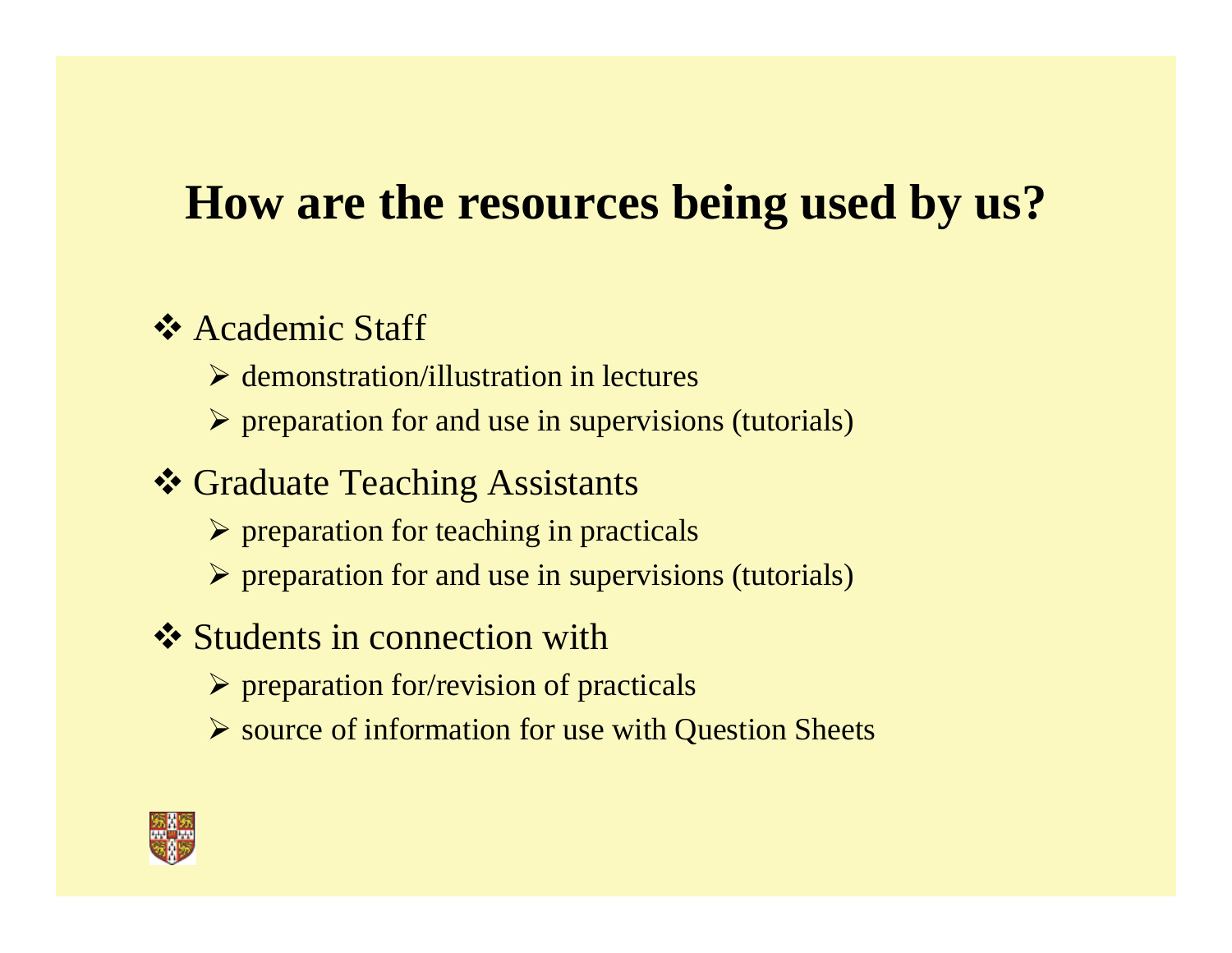# How are the resources being used by us?

- Academic Staff
  - demonstration/illustration in lectures
  - preparation for and use in supervisions (tutorials)
- Graduate Teaching Assistants
  - preparation for teaching in practicals
  - preparation for and use in supervisions (tutorials)
- Students in connection with
  - preparation for/revision of practicals
  - source of information for use with Question Sheets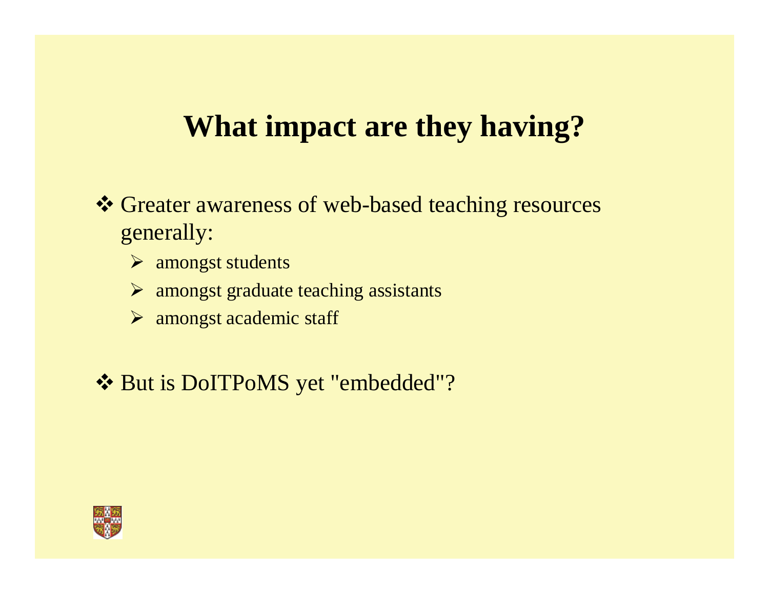# What impact are they having?

- Greater awareness of web-based teaching resources generally:
  - amongst students
  - amongst graduate teaching assistants
  - amongst academic staff

- But is DoITPoMS yet "embedded"?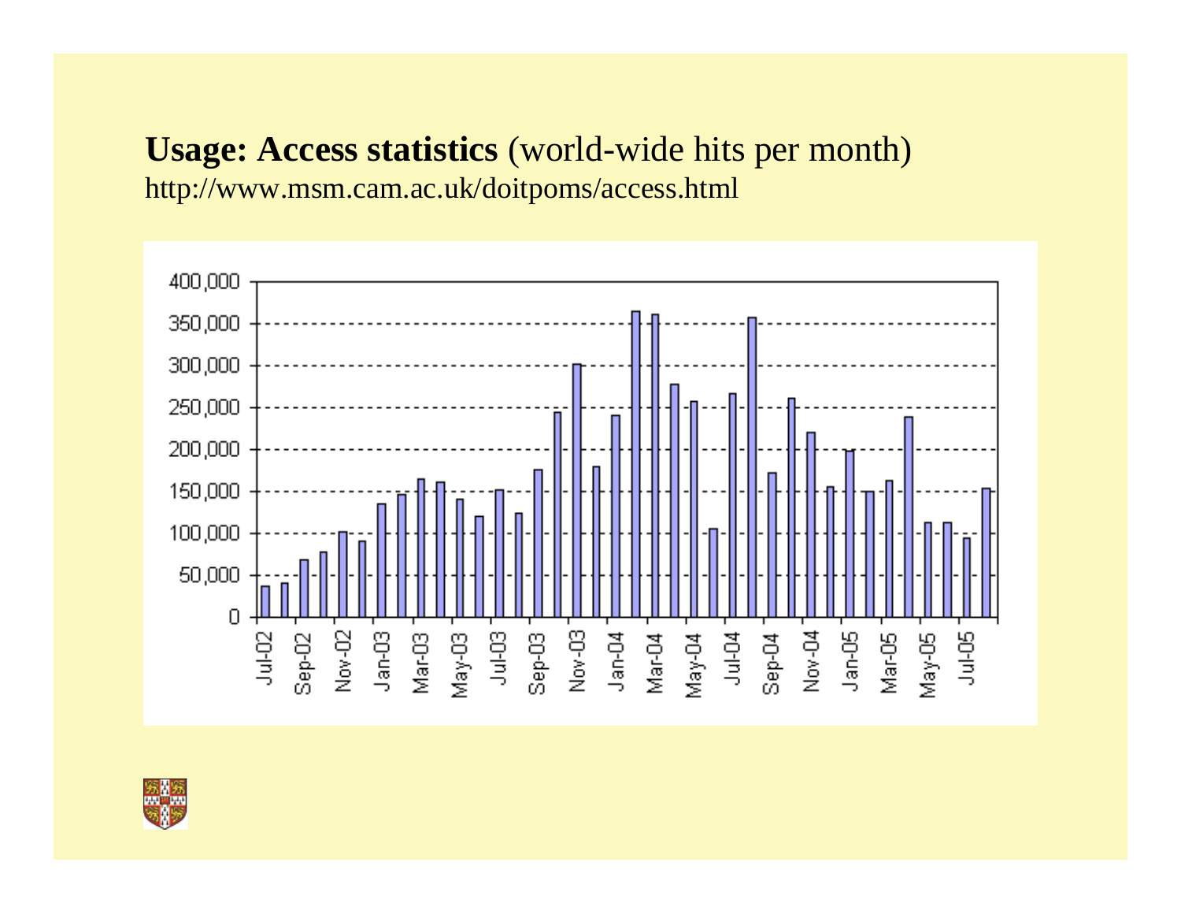**Usage: Access statistics** (world-wide hits per month)

http://www.msm.cam.ac.uk/doitpoms/access.html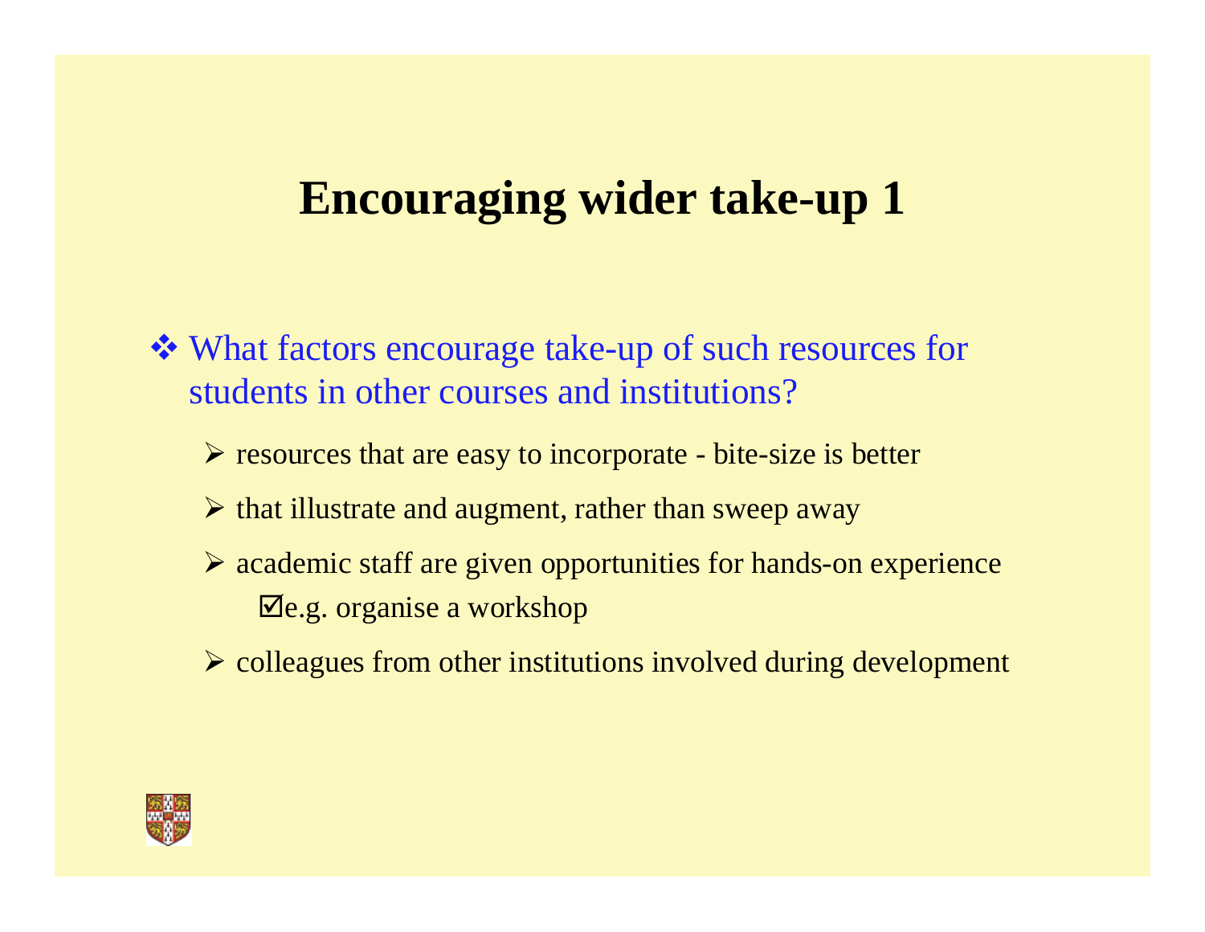# Encouraging wider take-up 1

- What factors encourage take-up of such resources for students in other courses and institutions?
  - resources that are easy to incorporate - bite-size is better
  - that illustrate and augment, rather than sweep away
  - academic staff are given opportunities for hands-on experience
    - ☑e.g. organise a workshop
  - colleagues from other institutions involved during development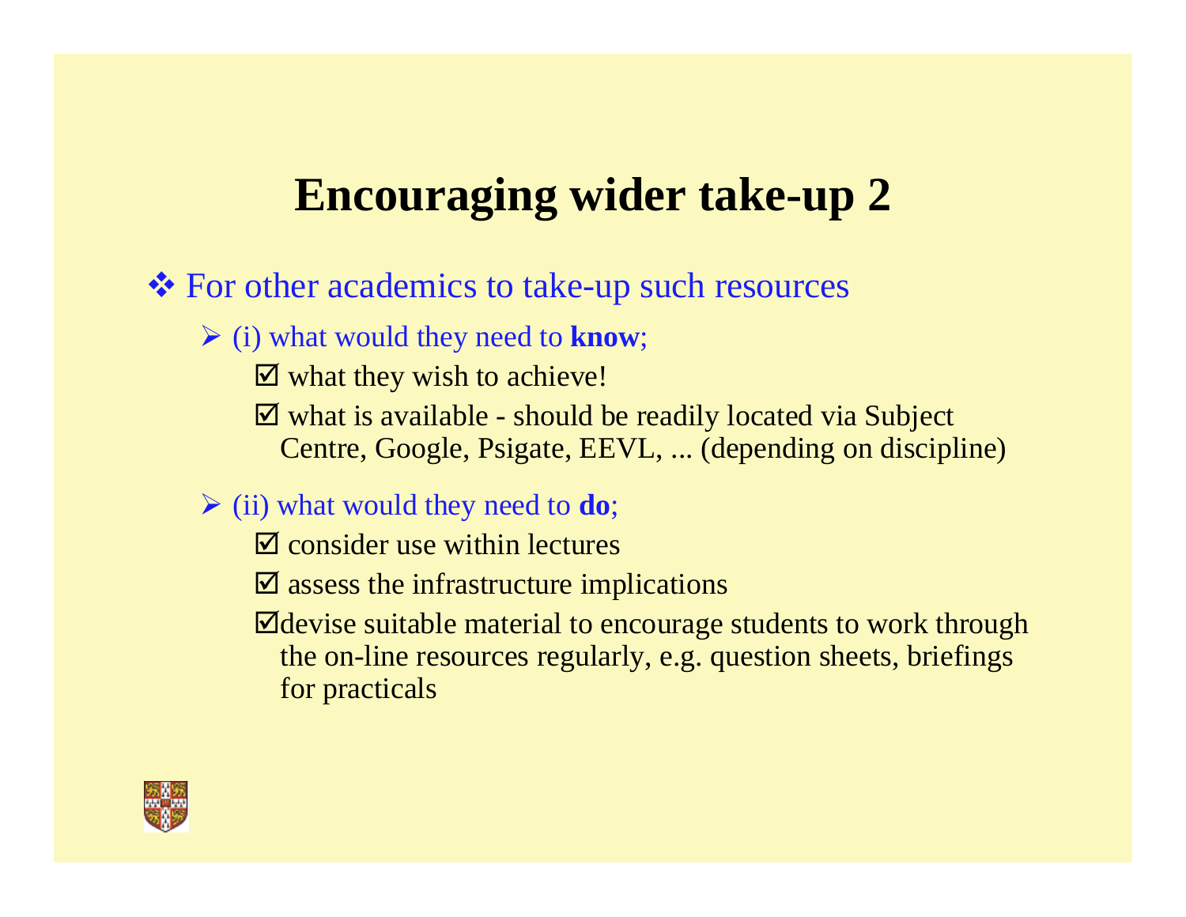# Encouraging wider take-up 2

- For other academics to take-up such resources
  - (i) what would they need to **know**;
    - ☑ what they wish to achieve!
    - ☑ what is available - should be readily located via Subject Centre, Google, Psigate, EEVL, ... (depending on discipline)
  - (ii) what would they need to **do**;
    - ☑ consider use within lectures
    - ☑ assess the infrastructure implications
    - ☑ devise suitable material to encourage students to work through the on-line resources regularly, e.g. question sheets, briefings for practicals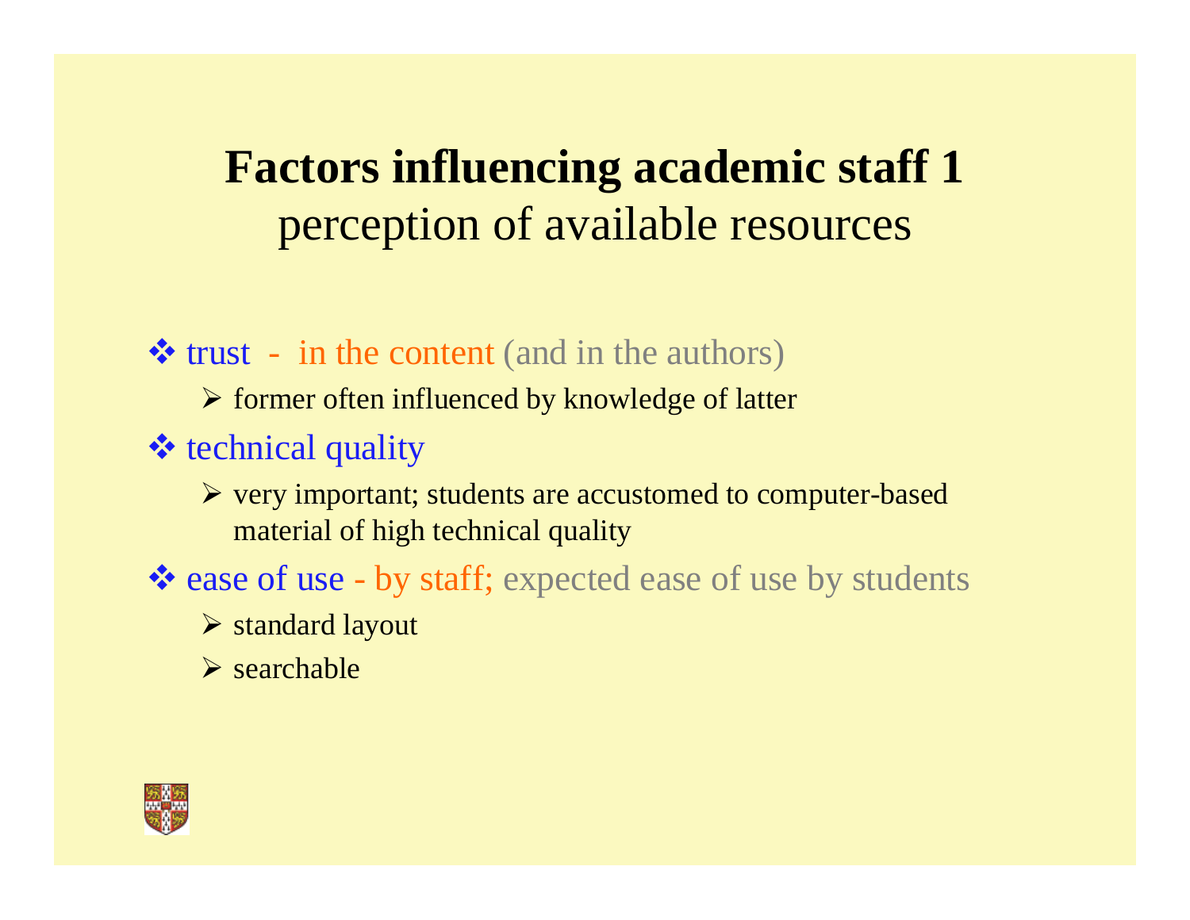# Factors influencing academic staff 1

## perception of available resources

- trust - in the content (and in the authors)
  - former often influenced by knowledge of latter
- technical quality
  - very important; students are accustomed to computer-based material of high technical quality
- ease of use - by staff; expected ease of use by students
  - standard layout
  - searchable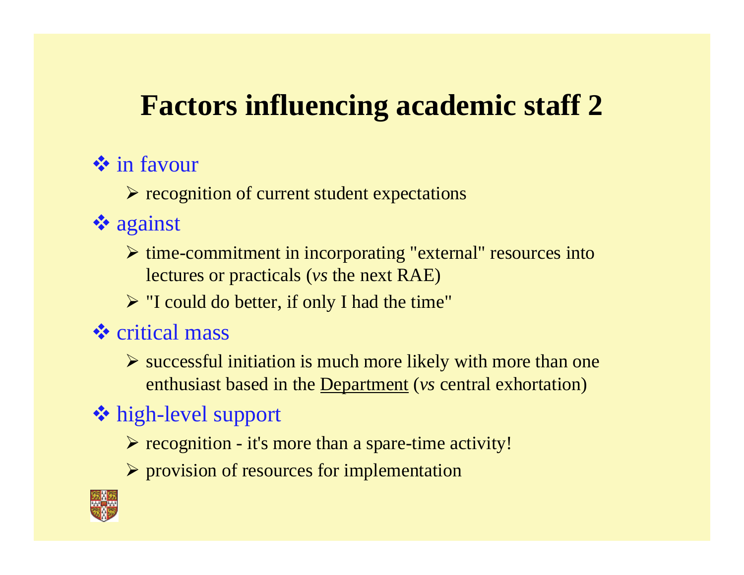# Factors influencing academic staff 2

- in favour
  - recognition of current student expectations
- against
  - time-commitment in incorporating "external" resources into lectures or practicals (*vs* the next RAE)
  - "I could do better, if only I had the time"
- critical mass
  - successful initiation is much more likely with more than one enthusiast based in the <u>Department</u> (*vs* central exhortation)
- high-level support
  - recognition - it's more than a spare-time activity!
  - provision of resources for implementation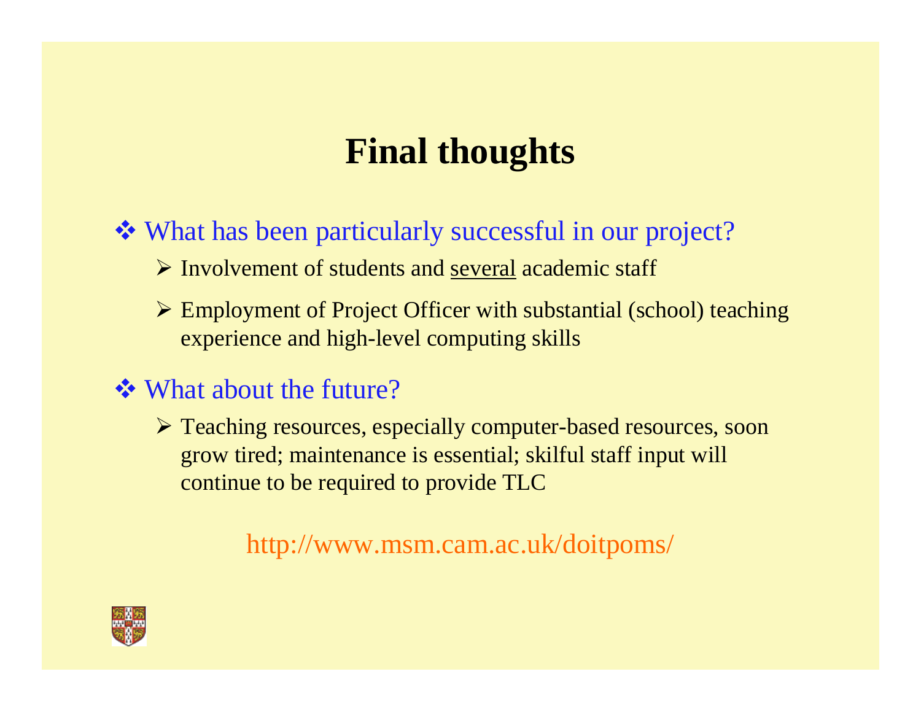# Final thoughts

- What has been particularly successful in our project?
  - Involvement of students and several academic staff
  - Employment of Project Officer with substantial (school) teaching experience and high-level computing skills
- What about the future?
  - Teaching resources, especially computer-based resources, soon grow tired; maintenance is essential; skilful staff input will continue to be required to provide TLC

http://www.msm.cam.ac.uk/doitpoms/